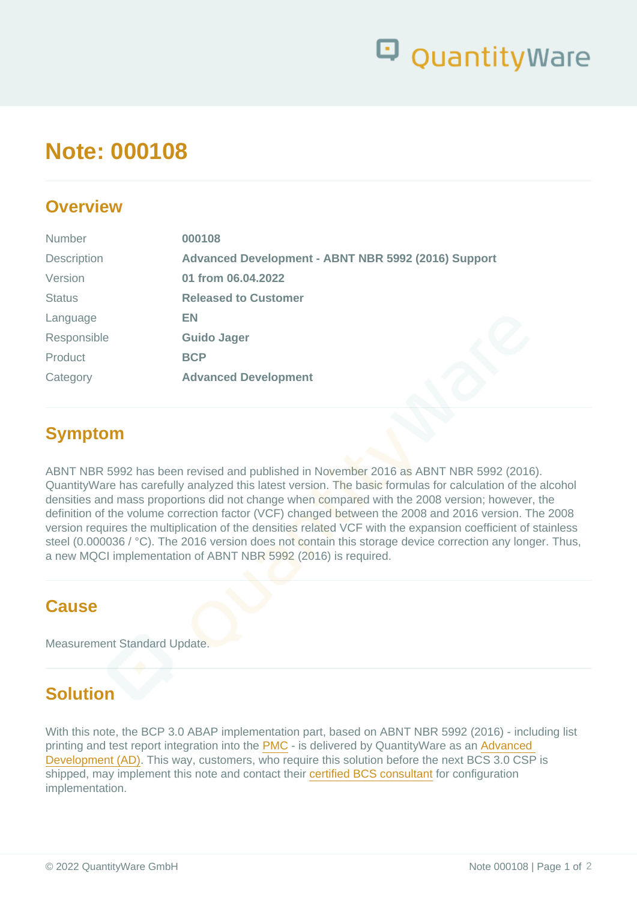# Note: 000108

## Overview

| | |
|---|---|
| Number | **000108** |
| Description | **Advanced Development - ABNT NBR 5992 (2016) Support** |
| Version | **01 from 06.04.2022** |
| Status | **Released to Customer** |
| Language | **EN** |
| Responsible | **Guido Jager** |
| Product | **BCP** |
| Category | **Advanced Development** |

## Symptom

ABNT NBR 5992 has been revised and published in November 2016 as ABNT NBR 5992 (2016). QuantityWare has carefully analyzed this latest version. The basic formulas for calculation of the alcohol densities and mass proportions did not change when compared with the 2008 version; however, the definition of the volume correction factor (VCF) changed between the 2008 and 2016 version. The 2008 version requires the multiplication of the densities related VCF with the expansion coefficient of stainless steel (0.000036 / °C). The 2016 version does not contain this storage device correction any longer. Thus, a new MQCI implementation of ABNT NBR 5992 (2016) is required.

## Cause

Measurement Standard Update.

## Solution

With this note, the BCP 3.0 ABAP implementation part, based on ABNT NBR 5992 (2016) - including list printing and test report integration into the PMC - is delivered by QuantityWare as an Advanced Development (AD). This way, customers, who require this solution before the next BCS 3.0 CSP is shipped, may implement this note and contact their certified BCS consultant for configuration implementation.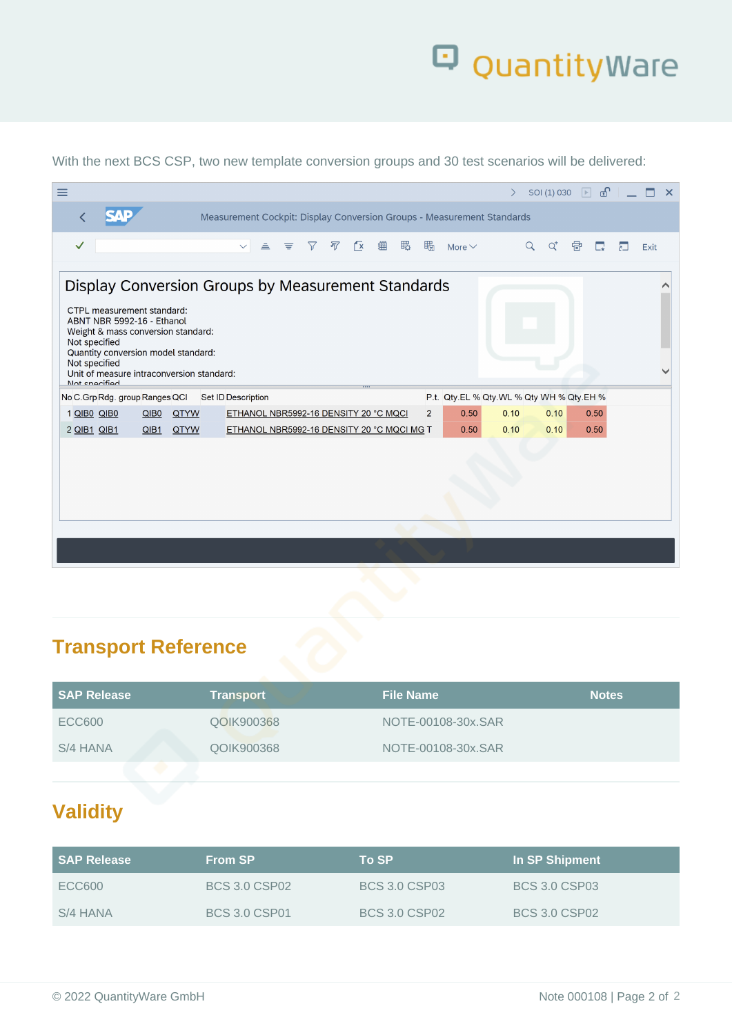With the next BCS CSP, two new template conversion groups and 30 test scenarios will be delivered:

Measurement Cockpit: Display Conversion Groups - Measurement Standards

## Display Conversion Groups by Measurement Standards

CTPL measurement standard:
ABNT NBR 5992-16 - Ethanol
Weight & mass conversion standard:
Not specified
Quantity conversion model standard:
Not specified
Unit of measure intraconversion standard:
Not specified

| No | C.Grp | Rdg. group | Ranges | QCI | Set ID | Description | P.t. | Qty.EL % | Qty.WL % | Qty WH % | Qty.EH % |
|---|---|---|---|---|---|---|---|---|---|---|---|
| 1 | QIB0 | QIB0 | QIB0 | QTYW | | ETHANOL NBR5992-16 DENSITY 20 °C MQCI | 2 | 0.50 | 0.10 | 0.10 | 0.50 |
| 2 | QIB1 | QIB1 | QIB1 | QTYW | | ETHANOL NBR5992-16 DENSITY 20 °C MQCI MG | T | 0.50 | 0.10 | 0.10 | 0.50 |

## Transport Reference

| SAP Release | Transport | File Name | Notes |
|---|---|---|---|
| ECC600 | QOIK900368 | NOTE-00108-30x.SAR | |
| S/4 HANA | QOIK900368 | NOTE-00108-30x.SAR | |

## Validity

| SAP Release | From SP | To SP | In SP Shipment |
|---|---|---|---|
| ECC600 | BCS 3.0 CSP02 | BCS 3.0 CSP03 | BCS 3.0 CSP03 |
| S/4 HANA | BCS 3.0 CSP01 | BCS 3.0 CSP02 | BCS 3.0 CSP02 |

© 2022 QuantityWare GmbH